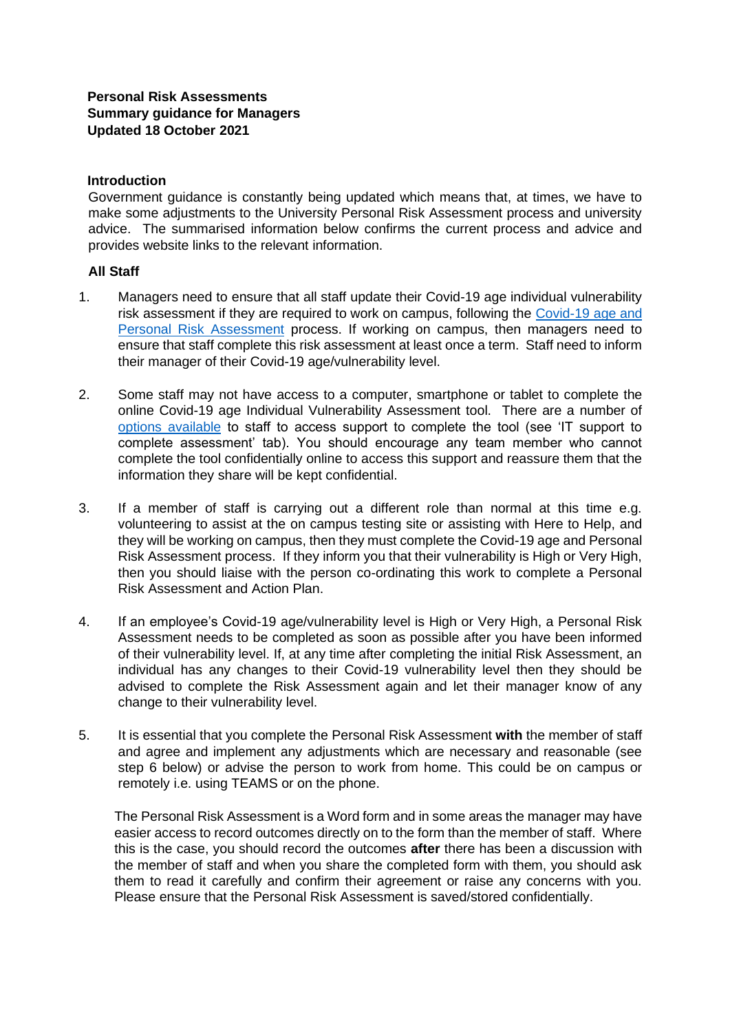**Personal Risk Assessments**
**Summary guidance for Managers**
**Updated 18 October 2021**

## Introduction

Government guidance is constantly being updated which means that, at times, we have to make some adjustments to the University Personal Risk Assessment process and university advice. The summarised information below confirms the current process and advice and provides website links to the relevant information.

## All Staff

1. Managers need to ensure that all staff update their Covid-19 age individual vulnerability risk assessment if they are required to work on campus, following the Covid-19 age and Personal Risk Assessment process. If working on campus, then managers need to ensure that staff complete this risk assessment at least once a term. Staff need to inform their manager of their Covid-19 age/vulnerability level.

2. Some staff may not have access to a computer, smartphone or tablet to complete the online Covid-19 age Individual Vulnerability Assessment tool. There are a number of options available to staff to access support to complete the tool (see 'IT support to complete assessment' tab). You should encourage any team member who cannot complete the tool confidentially online to access this support and reassure them that the information they share will be kept confidential.

3. If a member of staff is carrying out a different role than normal at this time e.g. volunteering to assist at the on campus testing site or assisting with Here to Help, and they will be working on campus, then they must complete the Covid-19 age and Personal Risk Assessment process. If they inform you that their vulnerability is High or Very High, then you should liaise with the person co-ordinating this work to complete a Personal Risk Assessment and Action Plan.

4. If an employee's Covid-19 age/vulnerability level is High or Very High, a Personal Risk Assessment needs to be completed as soon as possible after you have been informed of their vulnerability level. If, at any time after completing the initial Risk Assessment, an individual has any changes to their Covid-19 vulnerability level then they should be advised to complete the Risk Assessment again and let their manager know of any change to their vulnerability level.

5. It is essential that you complete the Personal Risk Assessment **with** the member of staff and agree and implement any adjustments which are necessary and reasonable (see step 6 below) or advise the person to work from home. This could be on campus or remotely i.e. using TEAMS or on the phone.

   The Personal Risk Assessment is a Word form and in some areas the manager may have easier access to record outcomes directly on to the form than the member of staff. Where this is the case, you should record the outcomes **after** there has been a discussion with the member of staff and when you share the completed form with them, you should ask them to read it carefully and confirm their agreement or raise any concerns with you. Please ensure that the Personal Risk Assessment is saved/stored confidentially.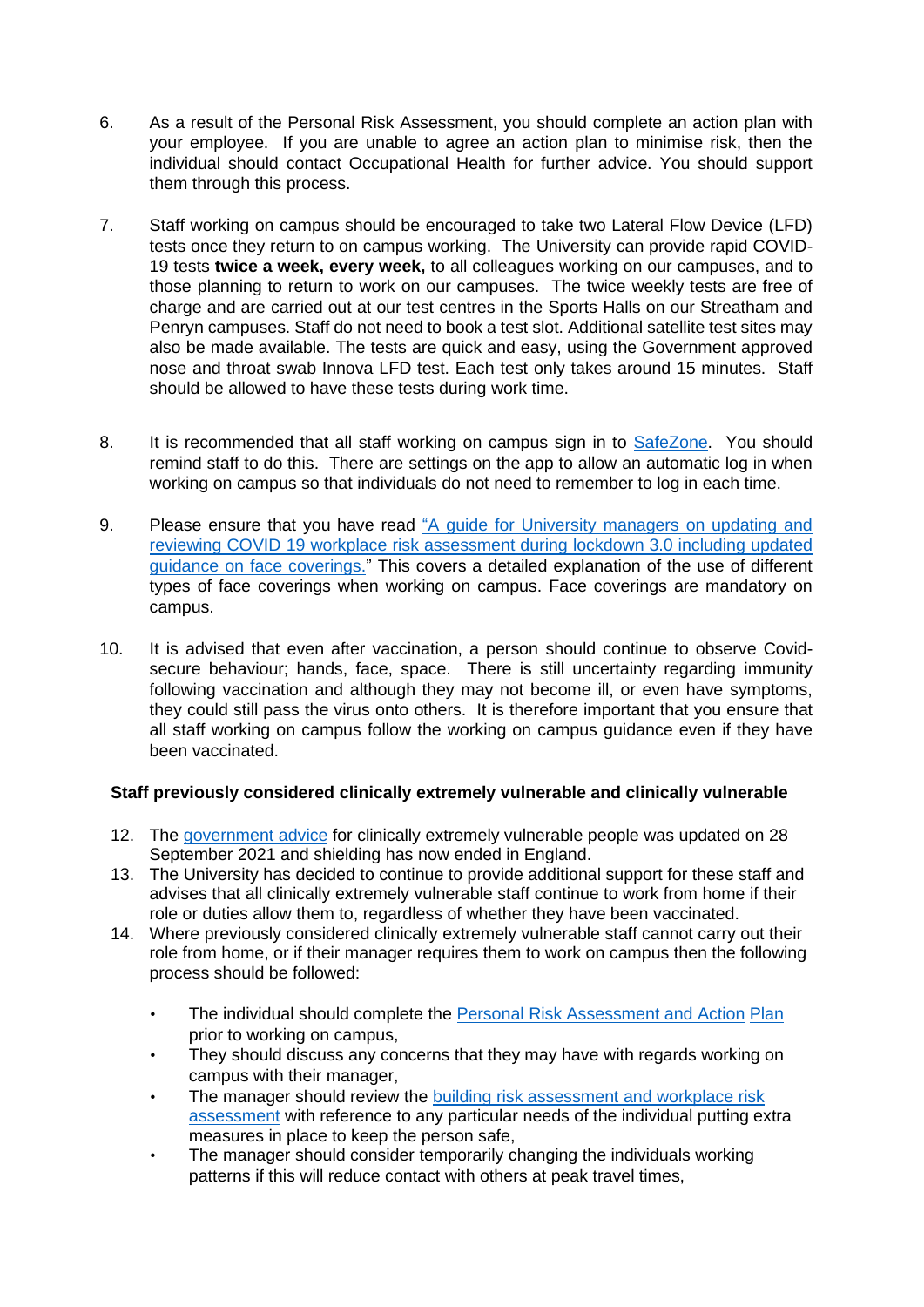6. As a result of the Personal Risk Assessment, you should complete an action plan with your employee. If you are unable to agree an action plan to minimise risk, then the individual should contact Occupational Health for further advice. You should support them through this process.

7. Staff working on campus should be encouraged to take two Lateral Flow Device (LFD) tests once they return to on campus working. The University can provide rapid COVID-19 tests **twice a week, every week,** to all colleagues working on our campuses, and to those planning to return to work on our campuses. The twice weekly tests are free of charge and are carried out at our test centres in the Sports Halls on our Streatham and Penryn campuses. Staff do not need to book a test slot. Additional satellite test sites may also be made available. The tests are quick and easy, using the Government approved nose and throat swab Innova LFD test. Each test only takes around 15 minutes. Staff should be allowed to have these tests during work time.

8. It is recommended that all staff working on campus sign in to SafeZone. You should remind staff to do this. There are settings on the app to allow an automatic log in when working on campus so that individuals do not need to remember to log in each time.

9. Please ensure that you have read "A guide for University managers on updating and reviewing COVID 19 workplace risk assessment during lockdown 3.0 including updated guidance on face coverings." This covers a detailed explanation of the use of different types of face coverings when working on campus. Face coverings are mandatory on campus.

10. It is advised that even after vaccination, a person should continue to observe Covid-secure behaviour; hands, face, space. There is still uncertainty regarding immunity following vaccination and although they may not become ill, or even have symptoms, they could still pass the virus onto others. It is therefore important that you ensure that all staff working on campus follow the working on campus guidance even if they have been vaccinated.

**Staff previously considered clinically extremely vulnerable and clinically vulnerable**

12. The government advice for clinically extremely vulnerable people was updated on 28 September 2021 and shielding has now ended in England.
13. The University has decided to continue to provide additional support for these staff and advises that all clinically extremely vulnerable staff continue to work from home if their role or duties allow them to, regardless of whether they have been vaccinated.
14. Where previously considered clinically extremely vulnerable staff cannot carry out their role from home, or if their manager requires them to work on campus then the following process should be followed:

    - The individual should complete the Personal Risk Assessment and Action Plan prior to working on campus,
    - They should discuss any concerns that they may have with regards working on campus with their manager,
    - The manager should review the building risk assessment and workplace risk assessment with reference to any particular needs of the individual putting extra measures in place to keep the person safe,
    - The manager should consider temporarily changing the individuals working patterns if this will reduce contact with others at peak travel times,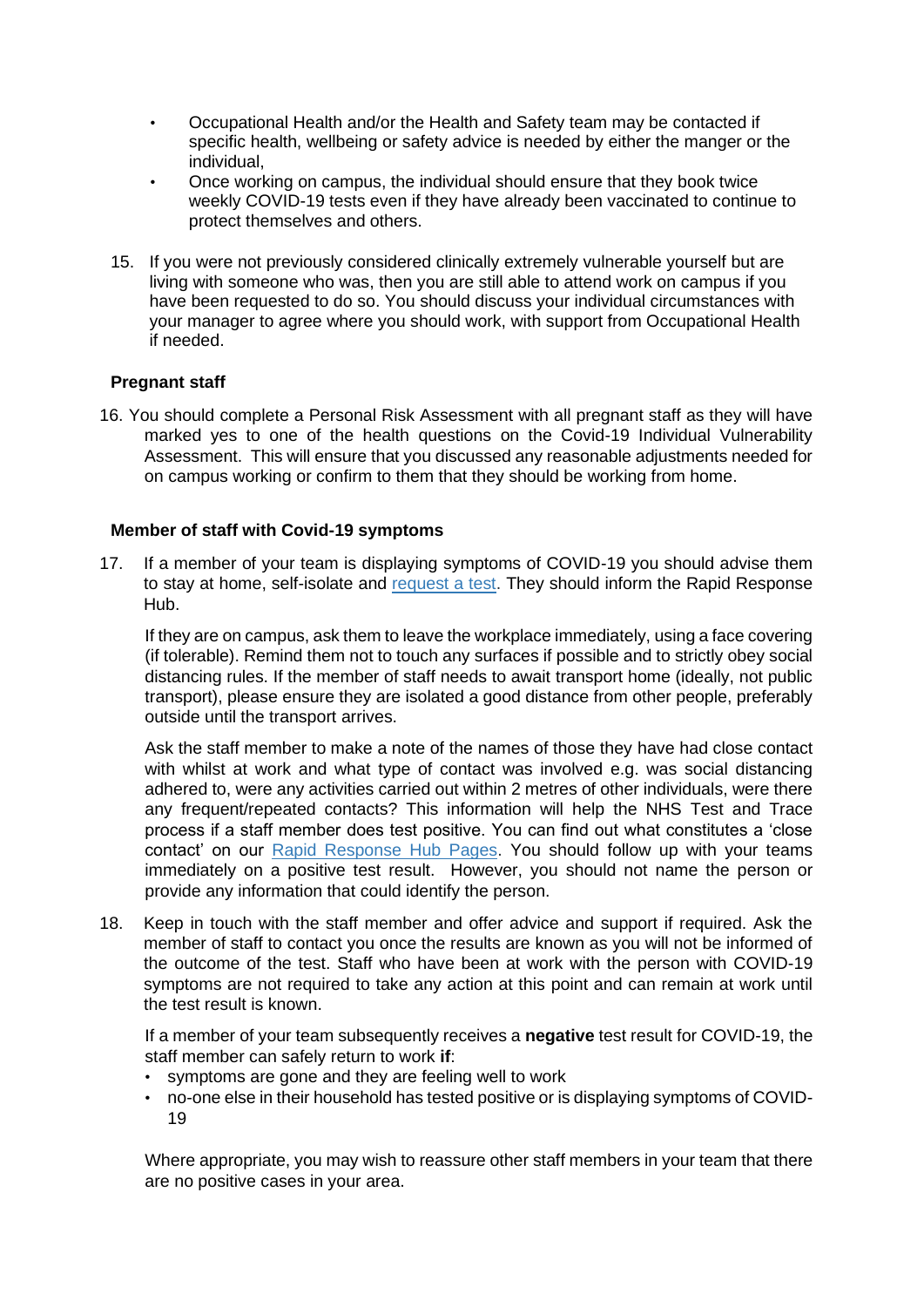- Occupational Health and/or the Health and Safety team may be contacted if specific health, wellbeing or safety advice is needed by either the manger or the individual,
- Once working on campus, the individual should ensure that they book twice weekly COVID-19 tests even if they have already been vaccinated to continue to protect themselves and others.

15. If you were not previously considered clinically extremely vulnerable yourself but are living with someone who was, then you are still able to attend work on campus if you have been requested to do so. You should discuss your individual circumstances with your manager to agree where you should work, with support from Occupational Health if needed.

**Pregnant staff**

16. You should complete a Personal Risk Assessment with all pregnant staff as they will have marked yes to one of the health questions on the Covid-19 Individual Vulnerability Assessment. This will ensure that you discussed any reasonable adjustments needed for on campus working or confirm to them that they should be working from home.

**Member of staff with Covid-19 symptoms**

17. If a member of your team is displaying symptoms of COVID-19 you should advise them to stay at home, self-isolate and request a test. They should inform the Rapid Response Hub.

    If they are on campus, ask them to leave the workplace immediately, using a face covering (if tolerable). Remind them not to touch any surfaces if possible and to strictly obey social distancing rules. If the member of staff needs to await transport home (ideally, not public transport), please ensure they are isolated a good distance from other people, preferably outside until the transport arrives.

    Ask the staff member to make a note of the names of those they have had close contact with whilst at work and what type of contact was involved e.g. was social distancing adhered to, were any activities carried out within 2 metres of other individuals, were there any frequent/repeated contacts? This information will help the NHS Test and Trace process if a staff member does test positive. You can find out what constitutes a 'close contact' on our Rapid Response Hub Pages. You should follow up with your teams immediately on a positive test result. However, you should not name the person or provide any information that could identify the person.

18. Keep in touch with the staff member and offer advice and support if required. Ask the member of staff to contact you once the results are known as you will not be informed of the outcome of the test. Staff who have been at work with the person with COVID-19 symptoms are not required to take any action at this point and can remain at work until the test result is known.

    If a member of your team subsequently receives a **negative** test result for COVID-19, the staff member can safely return to work **if**:

    - symptoms are gone and they are feeling well to work
    - no-one else in their household has tested positive or is displaying symptoms of COVID-19

    Where appropriate, you may wish to reassure other staff members in your team that there are no positive cases in your area.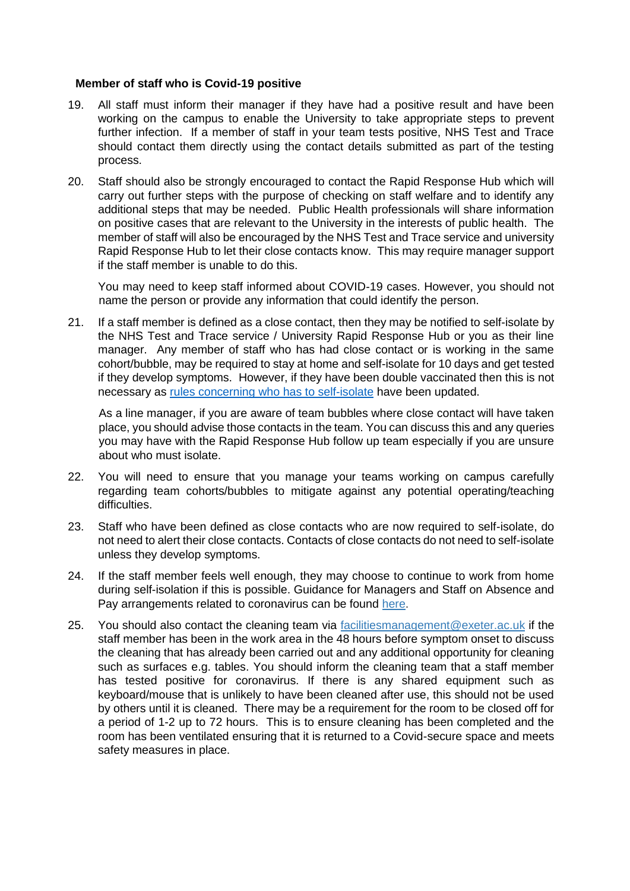**Member of staff who is Covid-19 positive**

19. All staff must inform their manager if they have had a positive result and have been working on the campus to enable the University to take appropriate steps to prevent further infection. If a member of staff in your team tests positive, NHS Test and Trace should contact them directly using the contact details submitted as part of the testing process.

20. Staff should also be strongly encouraged to contact the Rapid Response Hub which will carry out further steps with the purpose of checking on staff welfare and to identify any additional steps that may be needed. Public Health professionals will share information on positive cases that are relevant to the University in the interests of public health. The member of staff will also be encouraged by the NHS Test and Trace service and university Rapid Response Hub to let their close contacts know. This may require manager support if the staff member is unable to do this.

    You may need to keep staff informed about COVID-19 cases. However, you should not name the person or provide any information that could identify the person.

21. If a staff member is defined as a close contact, then they may be notified to self-isolate by the NHS Test and Trace service / University Rapid Response Hub or you as their line manager. Any member of staff who has had close contact or is working in the same cohort/bubble, may be required to stay at home and self-isolate for 10 days and get tested if they develop symptoms. However, if they have been double vaccinated then this is not necessary as [rules concerning who has to self-isolate]() have been updated.

    As a line manager, if you are aware of team bubbles where close contact will have taken place, you should advise those contacts in the team. You can discuss this and any queries you may have with the Rapid Response Hub follow up team especially if you are unsure about who must isolate.

22. You will need to ensure that you manage your teams working on campus carefully regarding team cohorts/bubbles to mitigate against any potential operating/teaching difficulties.

23. Staff who have been defined as close contacts who are now required to self-isolate, do not need to alert their close contacts. Contacts of close contacts do not need to self-isolate unless they develop symptoms.

24. If the staff member feels well enough, they may choose to continue to work from home during self-isolation if this is possible. Guidance for Managers and Staff on Absence and Pay arrangements related to coronavirus can be found [here]().

25. You should also contact the cleaning team via facilitiesmanagement@exeter.ac.uk if the staff member has been in the work area in the 48 hours before symptom onset to discuss the cleaning that has already been carried out and any additional opportunity for cleaning such as surfaces e.g. tables. You should inform the cleaning team that a staff member has tested positive for coronavirus. If there is any shared equipment such as keyboard/mouse that is unlikely to have been cleaned after use, this should not be used by others until it is cleaned. There may be a requirement for the room to be closed off for a period of 1-2 up to 72 hours. This is to ensure cleaning has been completed and the room has been ventilated ensuring that it is returned to a Covid-secure space and meets safety measures in place.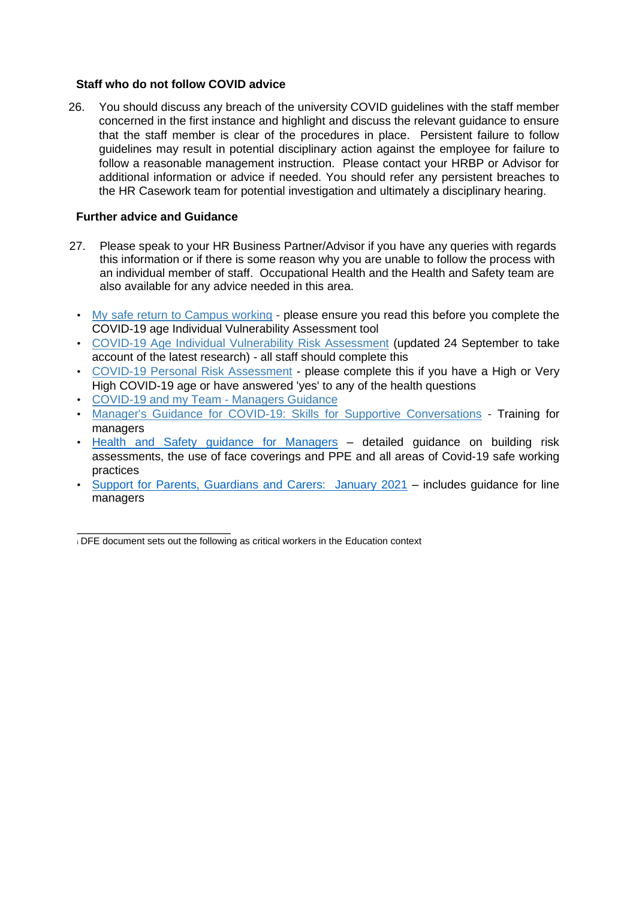**Staff who do not follow COVID advice**

26. You should discuss any breach of the university COVID guidelines with the staff member concerned in the first instance and highlight and discuss the relevant guidance to ensure that the staff member is clear of the procedures in place. Persistent failure to follow guidelines may result in potential disciplinary action against the employee for failure to follow a reasonable management instruction. Please contact your HRBP or Advisor for additional information or advice if needed. You should refer any persistent breaches to the HR Casework team for potential investigation and ultimately a disciplinary hearing.

**Further advice and Guidance**

27. Please speak to your HR Business Partner/Advisor if you have any queries with regards this information or if there is some reason why you are unable to follow the process with an individual member of staff. Occupational Health and the Health and Safety team are also available for any advice needed in this area.

- My safe return to Campus working - please ensure you read this before you complete the COVID-19 age Individual Vulnerability Assessment tool
- COVID-19 Age Individual Vulnerability Risk Assessment (updated 24 September to take account of the latest research) - all staff should complete this
- COVID-19 Personal Risk Assessment - please complete this if you have a High or Very High COVID-19 age or have answered 'yes' to any of the health questions
- COVID-19 and my Team - Managers Guidance
- Manager's Guidance for COVID-19: Skills for Supportive Conversations - Training for managers
- Health and Safety guidance for Managers – detailed guidance on building risk assessments, the use of face coverings and PPE and all areas of Covid-19 safe working practices
- Support for Parents, Guardians and Carers: January 2021 – includes guidance for line managers

---

[i] DFE document sets out the following as critical workers in the Education context